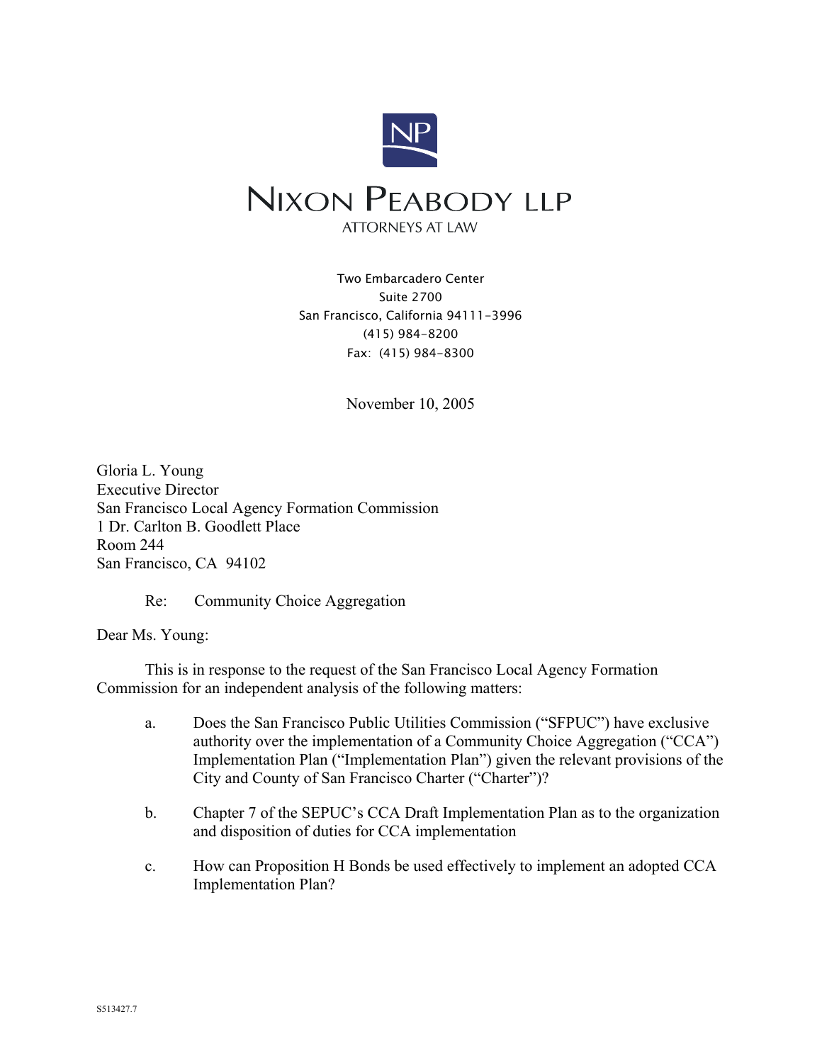NP

# NIXON PEABODY LLP

ATTORNEYS AT LAW

Two Embarcadero Center
Suite 2700
San Francisco, California 94111-3996
(415) 984-8200
Fax: (415) 984-8300

November 10, 2005

Gloria L. Young
Executive Director
San Francisco Local Agency Formation Commission
1 Dr. Carlton B. Goodlett Place
Room 244
San Francisco, CA 94102

Re: Community Choice Aggregation

Dear Ms. Young:

This is in response to the request of the San Francisco Local Agency Formation Commission for an independent analysis of the following matters:

a. Does the San Francisco Public Utilities Commission ("SFPUC") have exclusive authority over the implementation of a Community Choice Aggregation ("CCA") Implementation Plan ("Implementation Plan") given the relevant provisions of the City and County of San Francisco Charter ("Charter")?

b. Chapter 7 of the SEPUC's CCA Draft Implementation Plan as to the organization and disposition of duties for CCA implementation

c. How can Proposition H Bonds be used effectively to implement an adopted CCA Implementation Plan?

S513427.7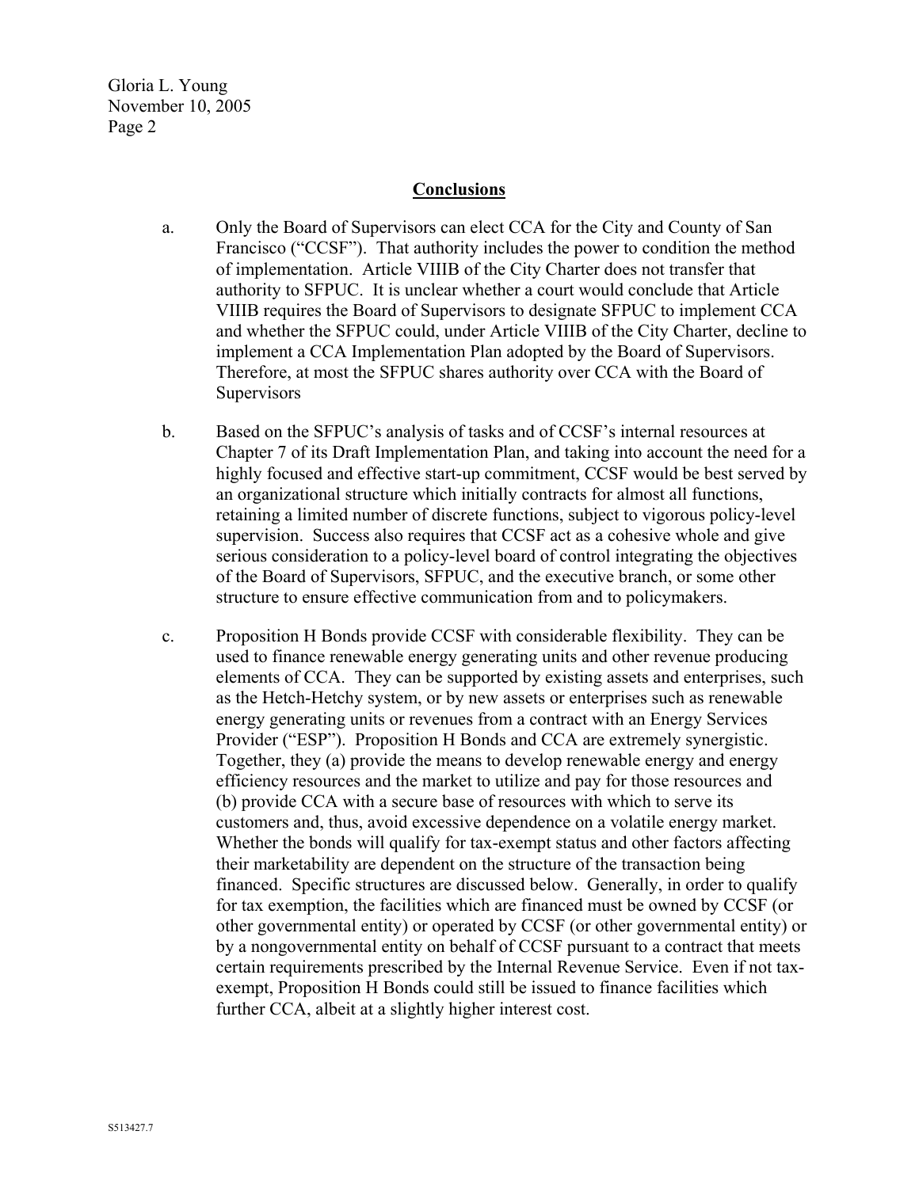## Conclusions

a. Only the Board of Supervisors can elect CCA for the City and County of San Francisco ("CCSF"). That authority includes the power to condition the method of implementation. Article VIIIB of the City Charter does not transfer that authority to SFPUC. It is unclear whether a court would conclude that Article VIIIB requires the Board of Supervisors to designate SFPUC to implement CCA and whether the SFPUC could, under Article VIIIB of the City Charter, decline to implement a CCA Implementation Plan adopted by the Board of Supervisors. Therefore, at most the SFPUC shares authority over CCA with the Board of Supervisors

b. Based on the SFPUC's analysis of tasks and of CCSF's internal resources at Chapter 7 of its Draft Implementation Plan, and taking into account the need for a highly focused and effective start-up commitment, CCSF would be best served by an organizational structure which initially contracts for almost all functions, retaining a limited number of discrete functions, subject to vigorous policy-level supervision. Success also requires that CCSF act as a cohesive whole and give serious consideration to a policy-level board of control integrating the objectives of the Board of Supervisors, SFPUC, and the executive branch, or some other structure to ensure effective communication from and to policymakers.

c. Proposition H Bonds provide CCSF with considerable flexibility. They can be used to finance renewable energy generating units and other revenue producing elements of CCA. They can be supported by existing assets and enterprises, such as the Hetch-Hetchy system, or by new assets or enterprises such as renewable energy generating units or revenues from a contract with an Energy Services Provider ("ESP"). Proposition H Bonds and CCA are extremely synergistic. Together, they (a) provide the means to develop renewable energy and energy efficiency resources and the market to utilize and pay for those resources and (b) provide CCA with a secure base of resources with which to serve its customers and, thus, avoid excessive dependence on a volatile energy market. Whether the bonds will qualify for tax-exempt status and other factors affecting their marketability are dependent on the structure of the transaction being financed. Specific structures are discussed below. Generally, in order to qualify for tax exemption, the facilities which are financed must be owned by CCSF (or other governmental entity) or operated by CCSF (or other governmental entity) or by a nongovernmental entity on behalf of CCSF pursuant to a contract that meets certain requirements prescribed by the Internal Revenue Service. Even if not tax-exempt, Proposition H Bonds could still be issued to finance facilities which further CCA, albeit at a slightly higher interest cost.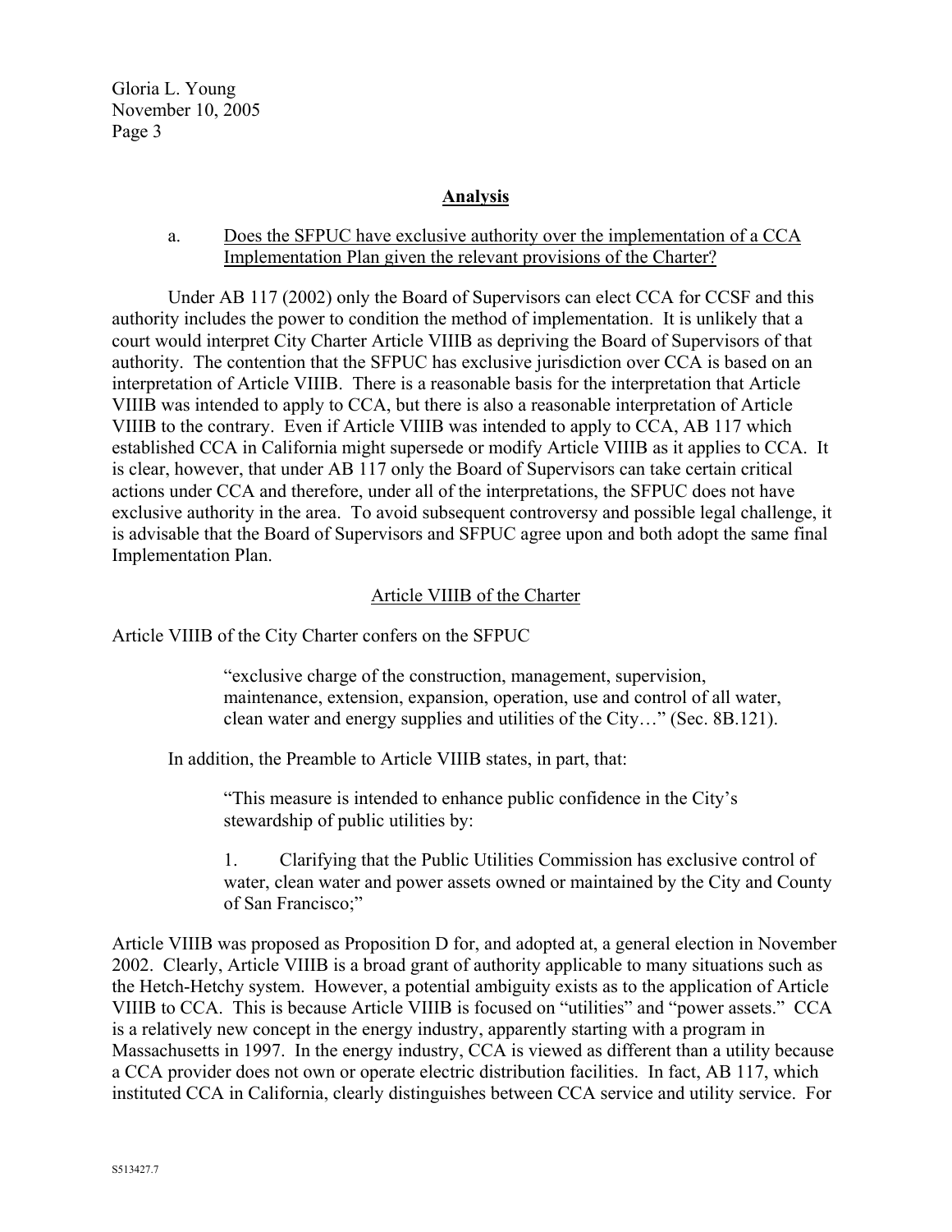## Analysis

a. Does the SFPUC have exclusive authority over the implementation of a CCA Implementation Plan given the relevant provisions of the Charter?

Under AB 117 (2002) only the Board of Supervisors can elect CCA for CCSF and this authority includes the power to condition the method of implementation. It is unlikely that a court would interpret City Charter Article VIIIB as depriving the Board of Supervisors of that authority. The contention that the SFPUC has exclusive jurisdiction over CCA is based on an interpretation of Article VIIIB. There is a reasonable basis for the interpretation that Article VIIIB was intended to apply to CCA, but there is also a reasonable interpretation of Article VIIIB to the contrary. Even if Article VIIIB was intended to apply to CCA, AB 117 which established CCA in California might supersede or modify Article VIIIB as it applies to CCA. It is clear, however, that under AB 117 only the Board of Supervisors can take certain critical actions under CCA and therefore, under all of the interpretations, the SFPUC does not have exclusive authority in the area. To avoid subsequent controversy and possible legal challenge, it is advisable that the Board of Supervisors and SFPUC agree upon and both adopt the same final Implementation Plan.

### Article VIIIB of the Charter

Article VIIIB of the City Charter confers on the SFPUC

> "exclusive charge of the construction, management, supervision, maintenance, extension, expansion, operation, use and control of all water, clean water and energy supplies and utilities of the City…" (Sec. 8B.121).

In addition, the Preamble to Article VIIIB states, in part, that:

> "This measure is intended to enhance public confidence in the City's stewardship of public utilities by:
>
> 1. Clarifying that the Public Utilities Commission has exclusive control of water, clean water and power assets owned or maintained by the City and County of San Francisco;"

Article VIIIB was proposed as Proposition D for, and adopted at, a general election in November 2002. Clearly, Article VIIIB is a broad grant of authority applicable to many situations such as the Hetch-Hetchy system. However, a potential ambiguity exists as to the application of Article VIIIB to CCA. This is because Article VIIIB is focused on "utilities" and "power assets." CCA is a relatively new concept in the energy industry, apparently starting with a program in Massachusetts in 1997. In the energy industry, CCA is viewed as different than a utility because a CCA provider does not own or operate electric distribution facilities. In fact, AB 117, which instituted CCA in California, clearly distinguishes between CCA service and utility service. For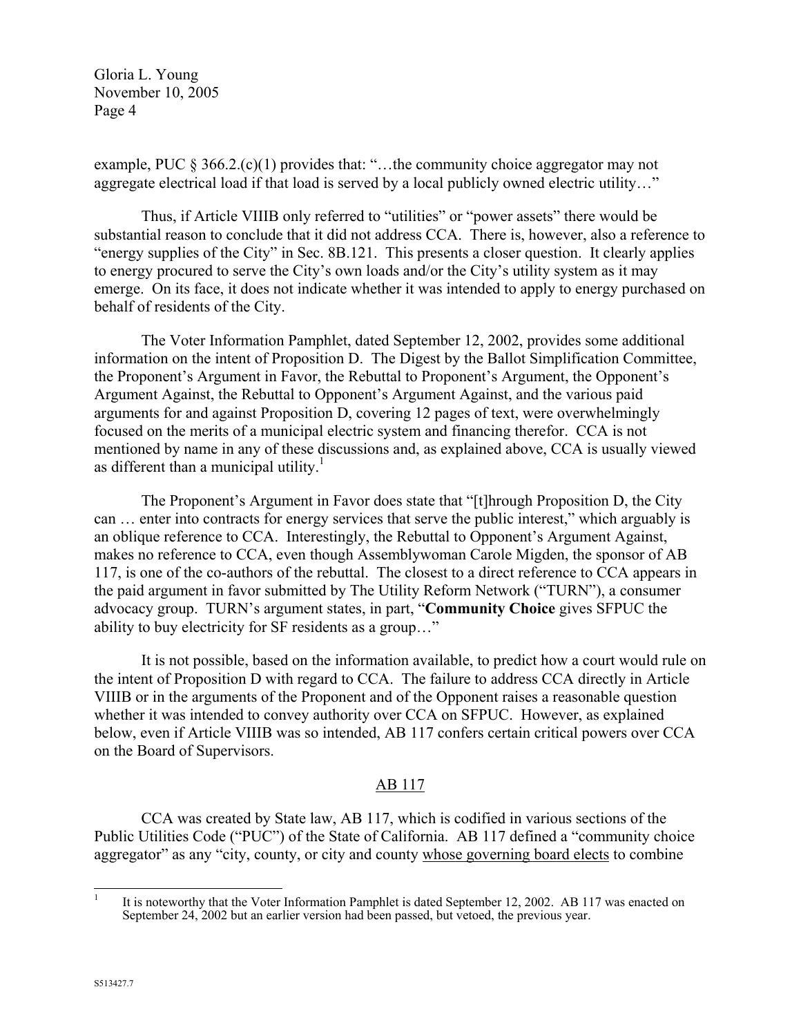example, PUC § 366.2.(c)(1) provides that: "…the community choice aggregator may not aggregate electrical load if that load is served by a local publicly owned electric utility…"

Thus, if Article VIIIB only referred to "utilities" or "power assets" there would be substantial reason to conclude that it did not address CCA. There is, however, also a reference to "energy supplies of the City" in Sec. 8B.121. This presents a closer question. It clearly applies to energy procured to serve the City's own loads and/or the City's utility system as it may emerge. On its face, it does not indicate whether it was intended to apply to energy purchased on behalf of residents of the City.

The Voter Information Pamphlet, dated September 12, 2002, provides some additional information on the intent of Proposition D. The Digest by the Ballot Simplification Committee, the Proponent's Argument in Favor, the Rebuttal to Proponent's Argument, the Opponent's Argument Against, the Rebuttal to Opponent's Argument Against, and the various paid arguments for and against Proposition D, covering 12 pages of text, were overwhelmingly focused on the merits of a municipal electric system and financing therefor. CCA is not mentioned by name in any of these discussions and, as explained above, CCA is usually viewed as different than a municipal utility.[1]

The Proponent's Argument in Favor does state that "[t]hrough Proposition D, the City can … enter into contracts for energy services that serve the public interest," which arguably is an oblique reference to CCA. Interestingly, the Rebuttal to Opponent's Argument Against, makes no reference to CCA, even though Assemblywoman Carole Migden, the sponsor of AB 117, is one of the co-authors of the rebuttal. The closest to a direct reference to CCA appears in the paid argument in favor submitted by The Utility Reform Network ("TURN"), a consumer advocacy group. TURN's argument states, in part, "**Community Choice** gives SFPUC the ability to buy electricity for SF residents as a group…"

It is not possible, based on the information available, to predict how a court would rule on the intent of Proposition D with regard to CCA. The failure to address CCA directly in Article VIIIB or in the arguments of the Proponent and of the Opponent raises a reasonable question whether it was intended to convey authority over CCA on SFPUC. However, as explained below, even if Article VIIIB was so intended, AB 117 confers certain critical powers over CCA on the Board of Supervisors.

## AB 117

CCA was created by State law, AB 117, which is codified in various sections of the Public Utilities Code ("PUC") of the State of California. AB 117 defined a "community choice aggregator" as any "city, county, or city and county whose governing board elects to combine

[1] It is noteworthy that the Voter Information Pamphlet is dated September 12, 2002. AB 117 was enacted on September 24, 2002 but an earlier version had been passed, but vetoed, the previous year.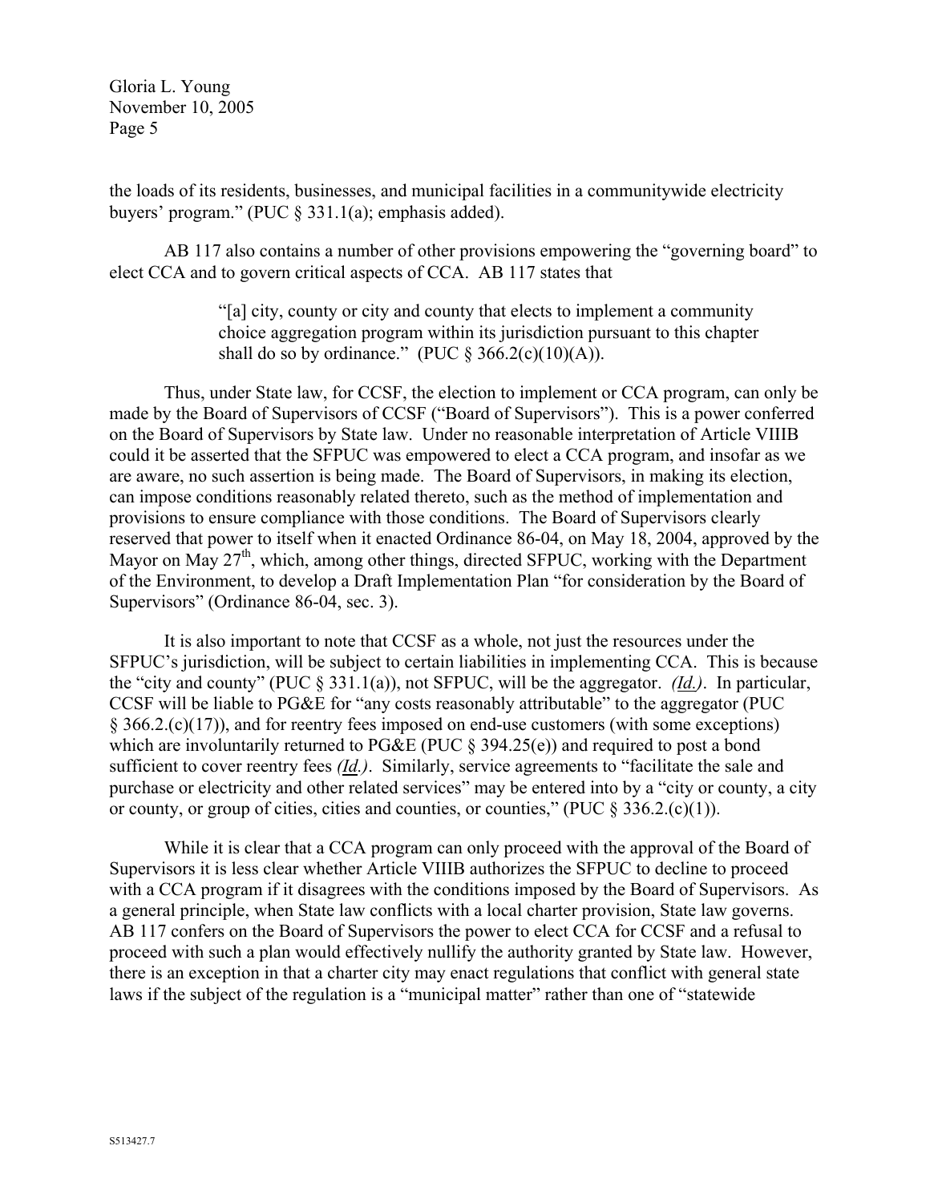the loads of its residents, businesses, and municipal facilities in a communitywide electricity buyers' program." (PUC § 331.1(a); emphasis added).

AB 117 also contains a number of other provisions empowering the "governing board" to elect CCA and to govern critical aspects of CCA. AB 117 states that

> "[a] city, county or city and county that elects to implement a community choice aggregation program within its jurisdiction pursuant to this chapter shall do so by ordinance." (PUC § 366.2(c)(10)(A)).

Thus, under State law, for CCSF, the election to implement or CCA program, can only be made by the Board of Supervisors of CCSF ("Board of Supervisors"). This is a power conferred on the Board of Supervisors by State law. Under no reasonable interpretation of Article VIIIB could it be asserted that the SFPUC was empowered to elect a CCA program, and insofar as we are aware, no such assertion is being made. The Board of Supervisors, in making its election, can impose conditions reasonably related thereto, such as the method of implementation and provisions to ensure compliance with those conditions. The Board of Supervisors clearly reserved that power to itself when it enacted Ordinance 86-04, on May 18, 2004, approved by the Mayor on May 27th, which, among other things, directed SFPUC, working with the Department of the Environment, to develop a Draft Implementation Plan "for consideration by the Board of Supervisors" (Ordinance 86-04, sec. 3).

It is also important to note that CCSF as a whole, not just the resources under the SFPUC's jurisdiction, will be subject to certain liabilities in implementing CCA. This is because the "city and county" (PUC § 331.1(a)), not SFPUC, will be the aggregator. *(Id.)*. In particular, CCSF will be liable to PG&E for "any costs reasonably attributable" to the aggregator (PUC § 366.2.(c)(17)), and for reentry fees imposed on end-use customers (with some exceptions) which are involuntarily returned to PG&E (PUC § 394.25(e)) and required to post a bond sufficient to cover reentry fees *(Id.)*. Similarly, service agreements to "facilitate the sale and purchase or electricity and other related services" may be entered into by a "city or county, a city or county, or group of cities, cities and counties, or counties," (PUC § 336.2.(c)(1)).

While it is clear that a CCA program can only proceed with the approval of the Board of Supervisors it is less clear whether Article VIIIB authorizes the SFPUC to decline to proceed with a CCA program if it disagrees with the conditions imposed by the Board of Supervisors. As a general principle, when State law conflicts with a local charter provision, State law governs. AB 117 confers on the Board of Supervisors the power to elect CCA for CCSF and a refusal to proceed with such a plan would effectively nullify the authority granted by State law. However, there is an exception in that a charter city may enact regulations that conflict with general state laws if the subject of the regulation is a "municipal matter" rather than one of "statewide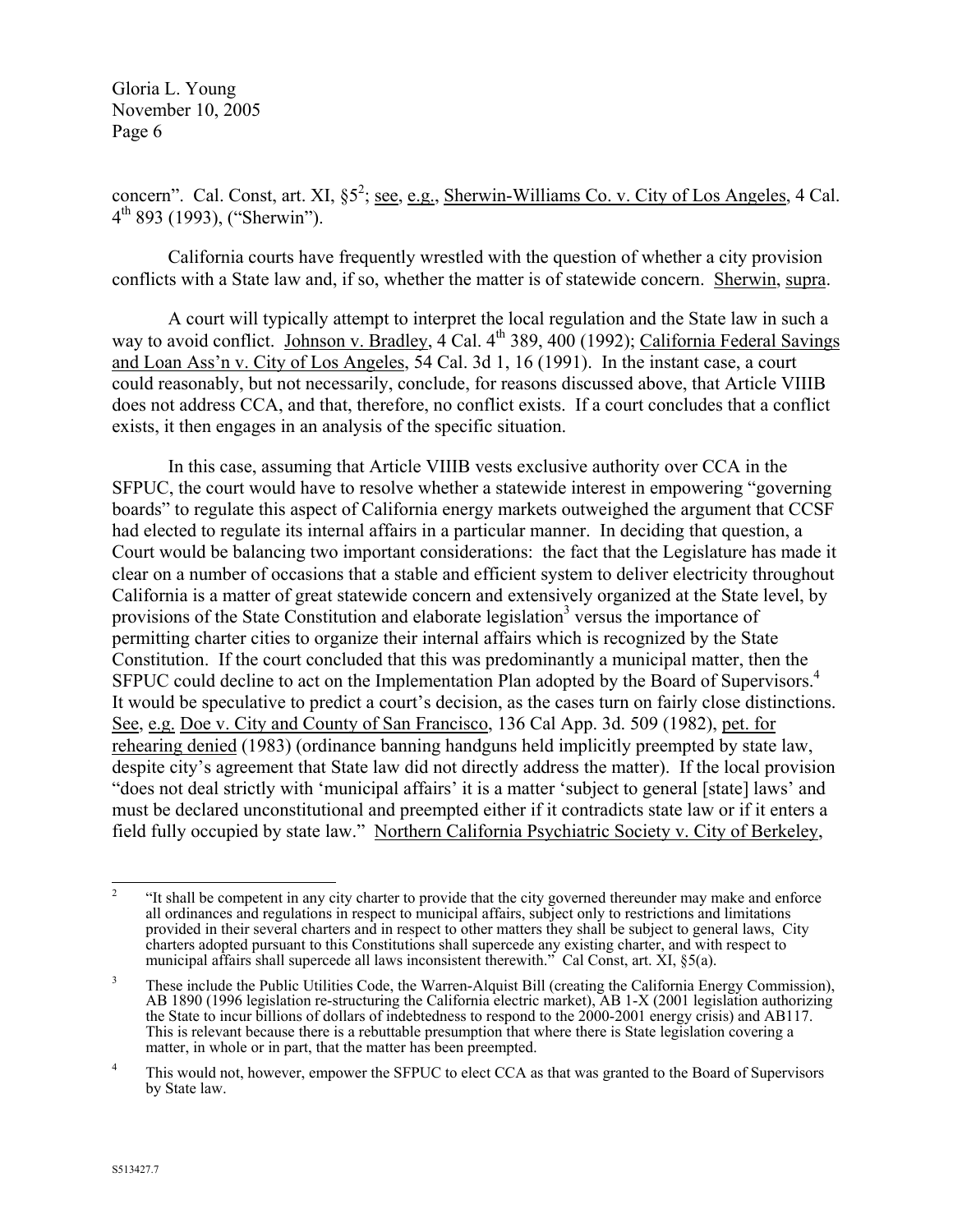concern". Cal. Const, art. XI, §5[2]; see, e.g., Sherwin-Williams Co. v. City of Los Angeles, 4 Cal. 4th 893 (1993), ("Sherwin").

California courts have frequently wrestled with the question of whether a city provision conflicts with a State law and, if so, whether the matter is of statewide concern. Sherwin, supra.

A court will typically attempt to interpret the local regulation and the State law in such a way to avoid conflict. Johnson v. Bradley, 4 Cal. 4th 389, 400 (1992); California Federal Savings and Loan Ass'n v. City of Los Angeles, 54 Cal. 3d 1, 16 (1991). In the instant case, a court could reasonably, but not necessarily, conclude, for reasons discussed above, that Article VIIIB does not address CCA, and that, therefore, no conflict exists. If a court concludes that a conflict exists, it then engages in an analysis of the specific situation.

In this case, assuming that Article VIIIB vests exclusive authority over CCA in the SFPUC, the court would have to resolve whether a statewide interest in empowering "governing boards" to regulate this aspect of California energy markets outweighed the argument that CCSF had elected to regulate its internal affairs in a particular manner. In deciding that question, a Court would be balancing two important considerations: the fact that the Legislature has made it clear on a number of occasions that a stable and efficient system to deliver electricity throughout California is a matter of great statewide concern and extensively organized at the State level, by provisions of the State Constitution and elaborate legislation[3] versus the importance of permitting charter cities to organize their internal affairs which is recognized by the State Constitution. If the court concluded that this was predominantly a municipal matter, then the SFPUC could decline to act on the Implementation Plan adopted by the Board of Supervisors.[4] It would be speculative to predict a court's decision, as the cases turn on fairly close distinctions. See, e.g. Doe v. City and County of San Francisco, 136 Cal App. 3d. 509 (1982), pet. for rehearing denied (1983) (ordinance banning handguns held implicitly preempted by state law, despite city's agreement that State law did not directly address the matter). If the local provision "does not deal strictly with 'municipal affairs' it is a matter 'subject to general [state] laws' and must be declared unconstitutional and preempted either if it contradicts state law or if it enters a field fully occupied by state law." Northern California Psychiatric Society v. City of Berkeley,

---

[2] "It shall be competent in any city charter to provide that the city governed thereunder may make and enforce all ordinances and regulations in respect to municipal affairs, subject only to restrictions and limitations provided in their several charters and in respect to other matters they shall be subject to general laws, City charters adopted pursuant to this Constitutions shall supercede any existing charter, and with respect to municipal affairs shall supercede all laws inconsistent therewith." Cal Const, art. XI, §5(a).

[3] These include the Public Utilities Code, the Warren-Alquist Bill (creating the California Energy Commission), AB 1890 (1996 legislation re-structuring the California electric market), AB 1-X (2001 legislation authorizing the State to incur billions of dollars of indebtedness to respond to the 2000-2001 energy crisis) and AB117. This is relevant because there is a rebuttable presumption that where there is State legislation covering a matter, in whole or in part, that the matter has been preempted.

[4] This would not, however, empower the SFPUC to elect CCA as that was granted to the Board of Supervisors by State law.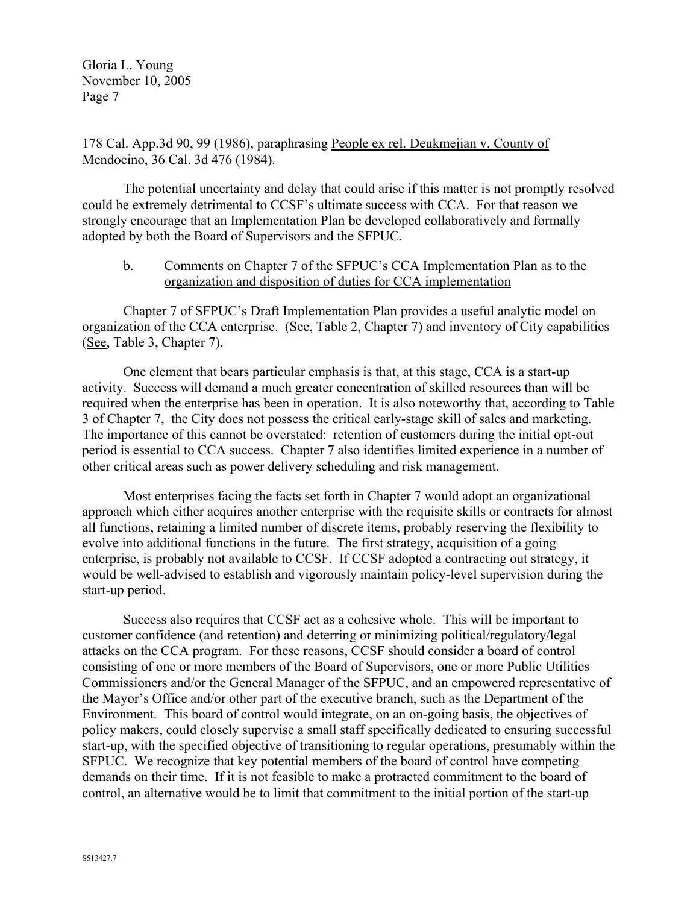178 Cal. App.3d 90, 99 (1986), paraphrasing People ex rel. Deukmejian v. County of Mendocino, 36 Cal. 3d 476 (1984).

The potential uncertainty and delay that could arise if this matter is not promptly resolved could be extremely detrimental to CCSF's ultimate success with CCA. For that reason we strongly encourage that an Implementation Plan be developed collaboratively and formally adopted by both the Board of Supervisors and the SFPUC.

b. Comments on Chapter 7 of the SFPUC's CCA Implementation Plan as to the organization and disposition of duties for CCA implementation

Chapter 7 of SFPUC's Draft Implementation Plan provides a useful analytic model on organization of the CCA enterprise. (See, Table 2, Chapter 7) and inventory of City capabilities (See, Table 3, Chapter 7).

One element that bears particular emphasis is that, at this stage, CCA is a start-up activity. Success will demand a much greater concentration of skilled resources than will be required when the enterprise has been in operation. It is also noteworthy that, according to Table 3 of Chapter 7, the City does not possess the critical early-stage skill of sales and marketing. The importance of this cannot be overstated: retention of customers during the initial opt-out period is essential to CCA success. Chapter 7 also identifies limited experience in a number of other critical areas such as power delivery scheduling and risk management.

Most enterprises facing the facts set forth in Chapter 7 would adopt an organizational approach which either acquires another enterprise with the requisite skills or contracts for almost all functions, retaining a limited number of discrete items, probably reserving the flexibility to evolve into additional functions in the future. The first strategy, acquisition of a going enterprise, is probably not available to CCSF. If CCSF adopted a contracting out strategy, it would be well-advised to establish and vigorously maintain policy-level supervision during the start-up period.

Success also requires that CCSF act as a cohesive whole. This will be important to customer confidence (and retention) and deterring or minimizing political/regulatory/legal attacks on the CCA program. For these reasons, CCSF should consider a board of control consisting of one or more members of the Board of Supervisors, one or more Public Utilities Commissioners and/or the General Manager of the SFPUC, and an empowered representative of the Mayor's Office and/or other part of the executive branch, such as the Department of the Environment. This board of control would integrate, on an on-going basis, the objectives of policy makers, could closely supervise a small staff specifically dedicated to ensuring successful start-up, with the specified objective of transitioning to regular operations, presumably within the SFPUC. We recognize that key potential members of the board of control have competing demands on their time. If it is not feasible to make a protracted commitment to the board of control, an alternative would be to limit that commitment to the initial portion of the start-up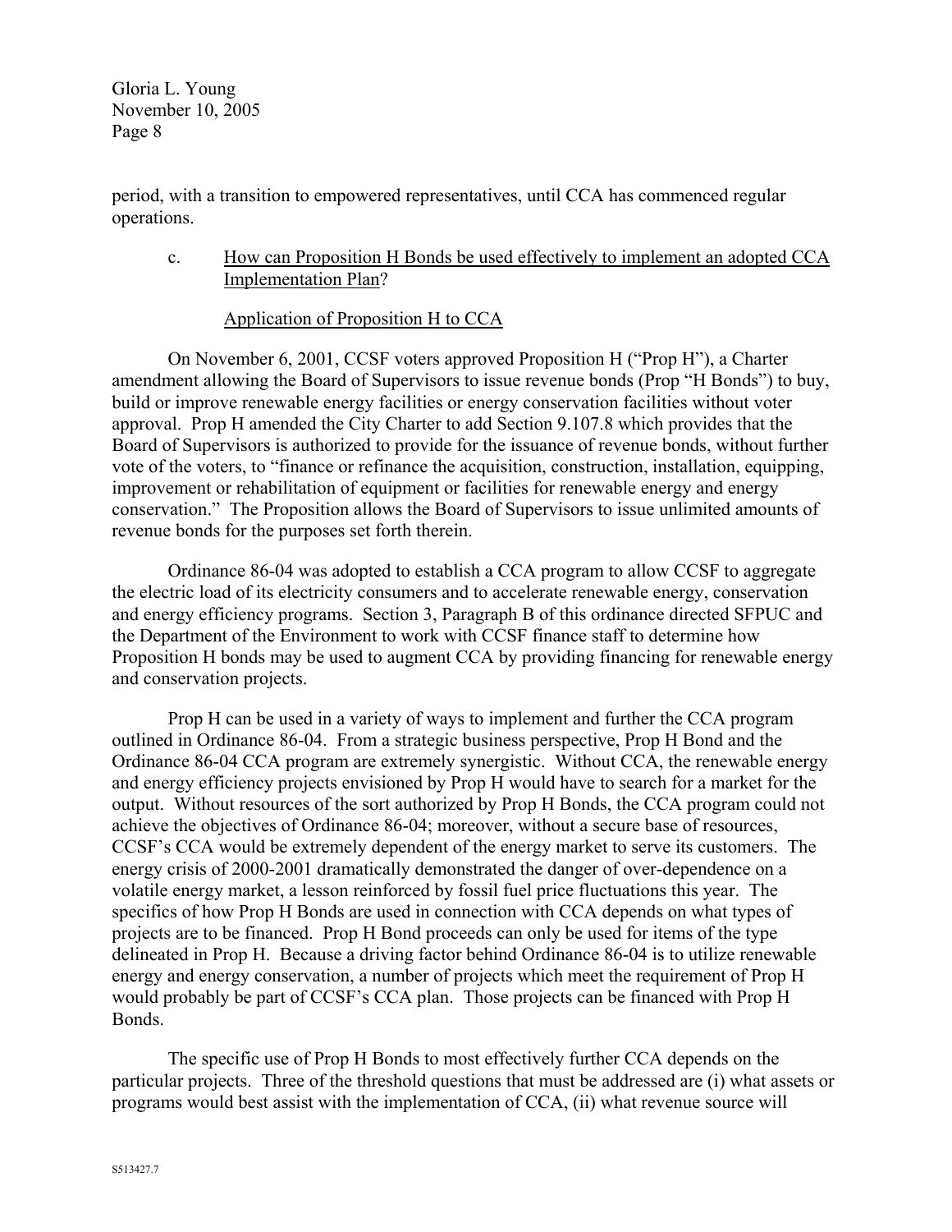period, with a transition to empowered representatives, until CCA has commenced regular operations.

c. How can Proposition H Bonds be used effectively to implement an adopted CCA Implementation Plan?

Application of Proposition H to CCA

On November 6, 2001, CCSF voters approved Proposition H ("Prop H"), a Charter amendment allowing the Board of Supervisors to issue revenue bonds (Prop "H Bonds") to buy, build or improve renewable energy facilities or energy conservation facilities without voter approval. Prop H amended the City Charter to add Section 9.107.8 which provides that the Board of Supervisors is authorized to provide for the issuance of revenue bonds, without further vote of the voters, to "finance or refinance the acquisition, construction, installation, equipping, improvement or rehabilitation of equipment or facilities for renewable energy and energy conservation." The Proposition allows the Board of Supervisors to issue unlimited amounts of revenue bonds for the purposes set forth therein.

Ordinance 86-04 was adopted to establish a CCA program to allow CCSF to aggregate the electric load of its electricity consumers and to accelerate renewable energy, conservation and energy efficiency programs. Section 3, Paragraph B of this ordinance directed SFPUC and the Department of the Environment to work with CCSF finance staff to determine how Proposition H bonds may be used to augment CCA by providing financing for renewable energy and conservation projects.

Prop H can be used in a variety of ways to implement and further the CCA program outlined in Ordinance 86-04. From a strategic business perspective, Prop H Bond and the Ordinance 86-04 CCA program are extremely synergistic. Without CCA, the renewable energy and energy efficiency projects envisioned by Prop H would have to search for a market for the output. Without resources of the sort authorized by Prop H Bonds, the CCA program could not achieve the objectives of Ordinance 86-04; moreover, without a secure base of resources, CCSF's CCA would be extremely dependent of the energy market to serve its customers. The energy crisis of 2000-2001 dramatically demonstrated the danger of over-dependence on a volatile energy market, a lesson reinforced by fossil fuel price fluctuations this year. The specifics of how Prop H Bonds are used in connection with CCA depends on what types of projects are to be financed. Prop H Bond proceeds can only be used for items of the type delineated in Prop H. Because a driving factor behind Ordinance 86-04 is to utilize renewable energy and energy conservation, a number of projects which meet the requirement of Prop H would probably be part of CCSF's CCA plan. Those projects can be financed with Prop H Bonds.

The specific use of Prop H Bonds to most effectively further CCA depends on the particular projects. Three of the threshold questions that must be addressed are (i) what assets or programs would best assist with the implementation of CCA, (ii) what revenue source will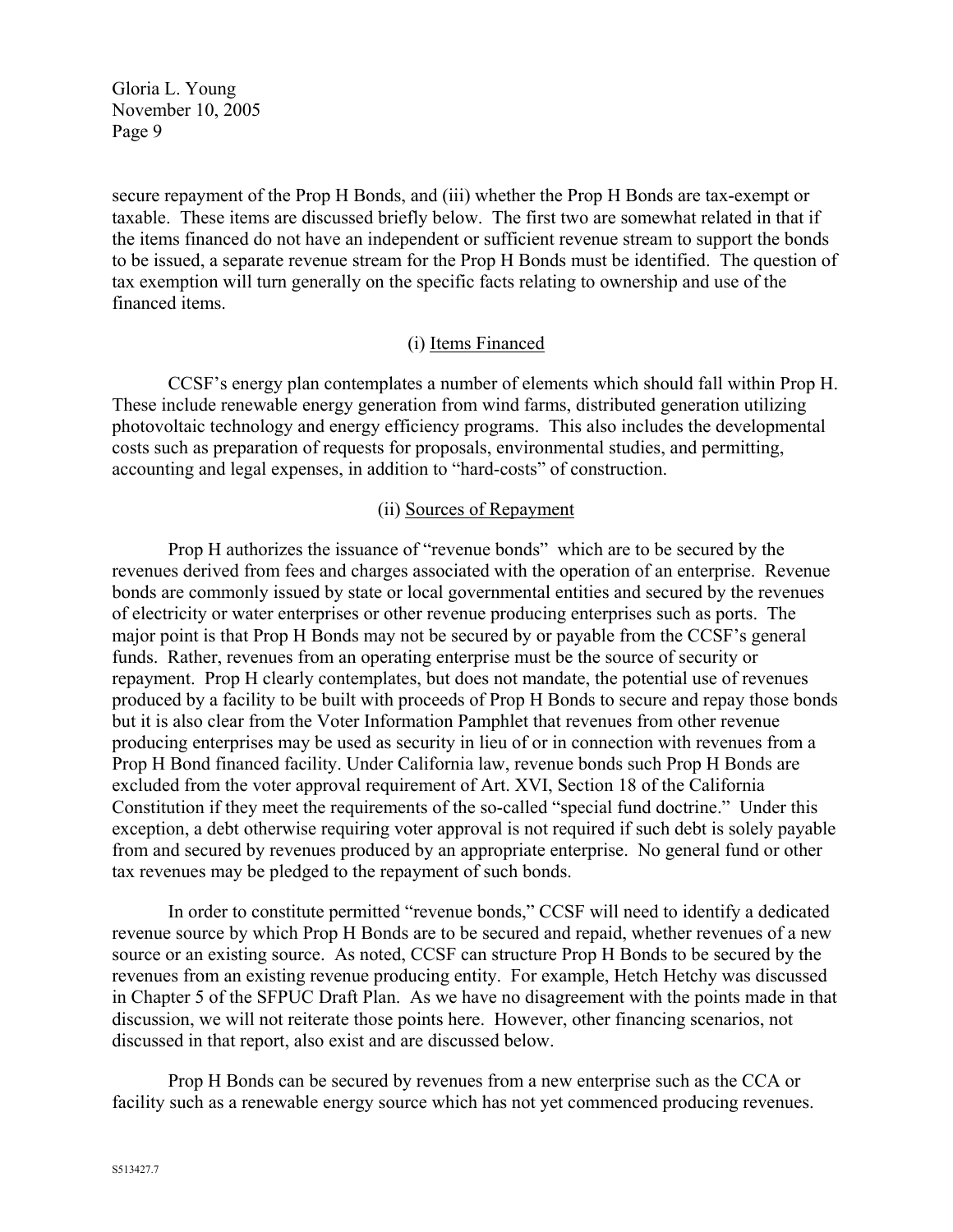secure repayment of the Prop H Bonds, and (iii) whether the Prop H Bonds are tax-exempt or taxable. These items are discussed briefly below. The first two are somewhat related in that if the items financed do not have an independent or sufficient revenue stream to support the bonds to be issued, a separate revenue stream for the Prop H Bonds must be identified. The question of tax exemption will turn generally on the specific facts relating to ownership and use of the financed items.

### (i) Items Financed

CCSF's energy plan contemplates a number of elements which should fall within Prop H. These include renewable energy generation from wind farms, distributed generation utilizing photovoltaic technology and energy efficiency programs. This also includes the developmental costs such as preparation of requests for proposals, environmental studies, and permitting, accounting and legal expenses, in addition to "hard-costs" of construction.

### (ii) Sources of Repayment

Prop H authorizes the issuance of "revenue bonds" which are to be secured by the revenues derived from fees and charges associated with the operation of an enterprise. Revenue bonds are commonly issued by state or local governmental entities and secured by the revenues of electricity or water enterprises or other revenue producing enterprises such as ports. The major point is that Prop H Bonds may not be secured by or payable from the CCSF's general funds. Rather, revenues from an operating enterprise must be the source of security or repayment. Prop H clearly contemplates, but does not mandate, the potential use of revenues produced by a facility to be built with proceeds of Prop H Bonds to secure and repay those bonds but it is also clear from the Voter Information Pamphlet that revenues from other revenue producing enterprises may be used as security in lieu of or in connection with revenues from a Prop H Bond financed facility. Under California law, revenue bonds such Prop H Bonds are excluded from the voter approval requirement of Art. XVI, Section 18 of the California Constitution if they meet the requirements of the so-called "special fund doctrine." Under this exception, a debt otherwise requiring voter approval is not required if such debt is solely payable from and secured by revenues produced by an appropriate enterprise. No general fund or other tax revenues may be pledged to the repayment of such bonds.

In order to constitute permitted "revenue bonds," CCSF will need to identify a dedicated revenue source by which Prop H Bonds are to be secured and repaid, whether revenues of a new source or an existing source. As noted, CCSF can structure Prop H Bonds to be secured by the revenues from an existing revenue producing entity. For example, Hetch Hetchy was discussed in Chapter 5 of the SFPUC Draft Plan. As we have no disagreement with the points made in that discussion, we will not reiterate those points here. However, other financing scenarios, not discussed in that report, also exist and are discussed below.

Prop H Bonds can be secured by revenues from a new enterprise such as the CCA or facility such as a renewable energy source which has not yet commenced producing revenues.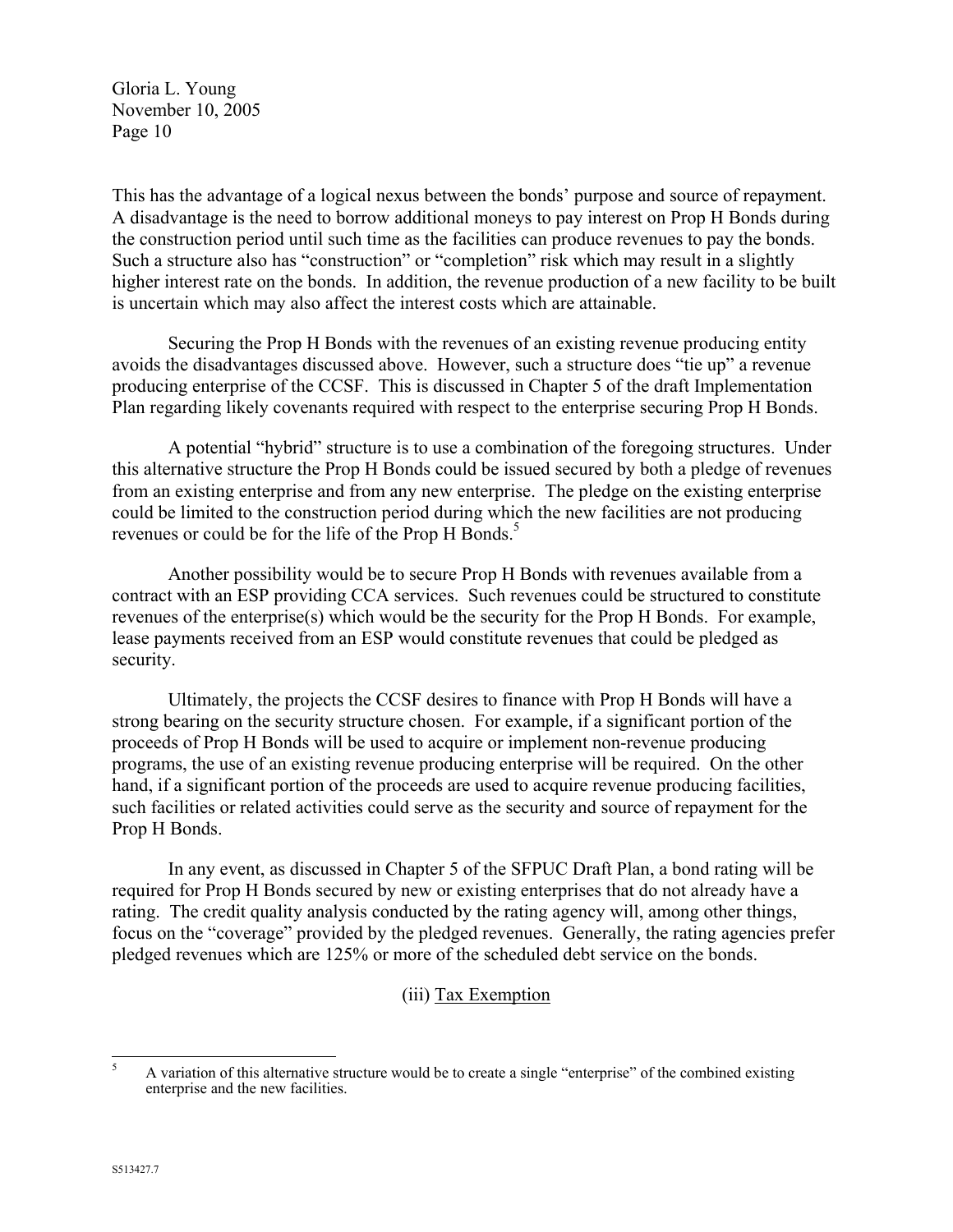This has the advantage of a logical nexus between the bonds' purpose and source of repayment. A disadvantage is the need to borrow additional moneys to pay interest on Prop H Bonds during the construction period until such time as the facilities can produce revenues to pay the bonds. Such a structure also has "construction" or "completion" risk which may result in a slightly higher interest rate on the bonds. In addition, the revenue production of a new facility to be built is uncertain which may also affect the interest costs which are attainable.

Securing the Prop H Bonds with the revenues of an existing revenue producing entity avoids the disadvantages discussed above. However, such a structure does "tie up" a revenue producing enterprise of the CCSF. This is discussed in Chapter 5 of the draft Implementation Plan regarding likely covenants required with respect to the enterprise securing Prop H Bonds.

A potential "hybrid" structure is to use a combination of the foregoing structures. Under this alternative structure the Prop H Bonds could be issued secured by both a pledge of revenues from an existing enterprise and from any new enterprise. The pledge on the existing enterprise could be limited to the construction period during which the new facilities are not producing revenues or could be for the life of the Prop H Bonds.[5]

Another possibility would be to secure Prop H Bonds with revenues available from a contract with an ESP providing CCA services. Such revenues could be structured to constitute revenues of the enterprise(s) which would be the security for the Prop H Bonds. For example, lease payments received from an ESP would constitute revenues that could be pledged as security.

Ultimately, the projects the CCSF desires to finance with Prop H Bonds will have a strong bearing on the security structure chosen. For example, if a significant portion of the proceeds of Prop H Bonds will be used to acquire or implement non-revenue producing programs, the use of an existing revenue producing enterprise will be required. On the other hand, if a significant portion of the proceeds are used to acquire revenue producing facilities, such facilities or related activities could serve as the security and source of repayment for the Prop H Bonds.

In any event, as discussed in Chapter 5 of the SFPUC Draft Plan, a bond rating will be required for Prop H Bonds secured by new or existing enterprises that do not already have a rating. The credit quality analysis conducted by the rating agency will, among other things, focus on the "coverage" provided by the pledged revenues. Generally, the rating agencies prefer pledged revenues which are 125% or more of the scheduled debt service on the bonds.

(iii) <u>Tax Exemption</u>

---

[5] A variation of this alternative structure would be to create a single "enterprise" of the combined existing enterprise and the new facilities.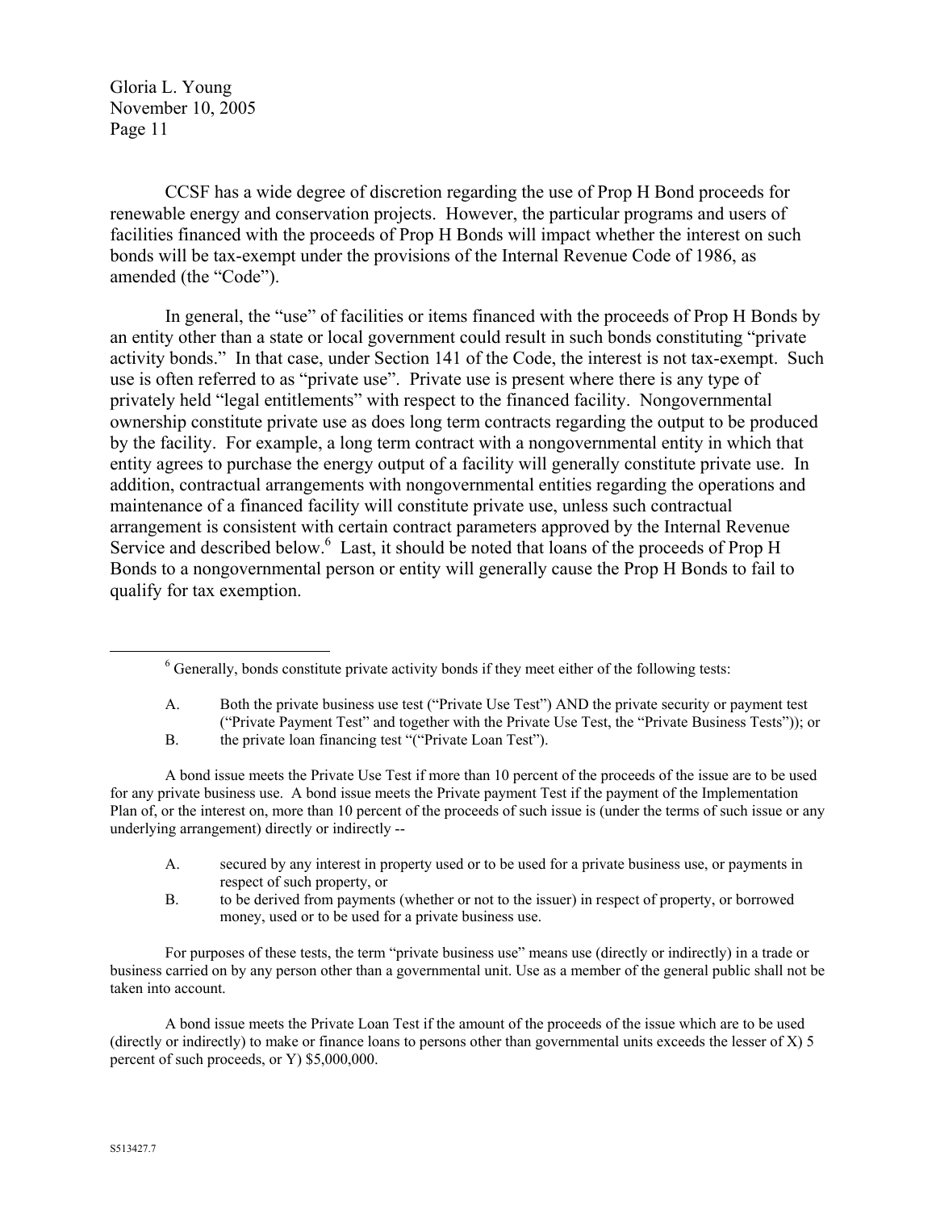CCSF has a wide degree of discretion regarding the use of Prop H Bond proceeds for renewable energy and conservation projects. However, the particular programs and users of facilities financed with the proceeds of Prop H Bonds will impact whether the interest on such bonds will be tax-exempt under the provisions of the Internal Revenue Code of 1986, as amended (the "Code").

In general, the "use" of facilities or items financed with the proceeds of Prop H Bonds by an entity other than a state or local government could result in such bonds constituting "private activity bonds." In that case, under Section 141 of the Code, the interest is not tax-exempt. Such use is often referred to as "private use". Private use is present where there is any type of privately held "legal entitlements" with respect to the financed facility. Nongovernmental ownership constitute private use as does long term contracts regarding the output to be produced by the facility. For example, a long term contract with a nongovernmental entity in which that entity agrees to purchase the energy output of a facility will generally constitute private use. In addition, contractual arrangements with nongovernmental entities regarding the operations and maintenance of a financed facility will constitute private use, unless such contractual arrangement is consistent with certain contract parameters approved by the Internal Revenue Service and described below.[6] Last, it should be noted that loans of the proceeds of Prop H Bonds to a nongovernmental person or entity will generally cause the Prop H Bonds to fail to qualify for tax exemption.

---

[6] Generally, bonds constitute private activity bonds if they meet either of the following tests:

A. Both the private business use test ("Private Use Test") AND the private security or payment test ("Private Payment Test" and together with the Private Use Test, the "Private Business Tests")); or

B. the private loan financing test "("Private Loan Test").

A bond issue meets the Private Use Test if more than 10 percent of the proceeds of the issue are to be used for any private business use. A bond issue meets the Private payment Test if the payment of the Implementation Plan of, or the interest on, more than 10 percent of the proceeds of such issue is (under the terms of such issue or any underlying arrangement) directly or indirectly --

A. secured by any interest in property used or to be used for a private business use, or payments in respect of such property, or

B. to be derived from payments (whether or not to the issuer) in respect of property, or borrowed money, used or to be used for a private business use.

For purposes of these tests, the term "private business use" means use (directly or indirectly) in a trade or business carried on by any person other than a governmental unit. Use as a member of the general public shall not be taken into account.

A bond issue meets the Private Loan Test if the amount of the proceeds of the issue which are to be used (directly or indirectly) to make or finance loans to persons other than governmental units exceeds the lesser of X) 5 percent of such proceeds, or Y) $5,000,000.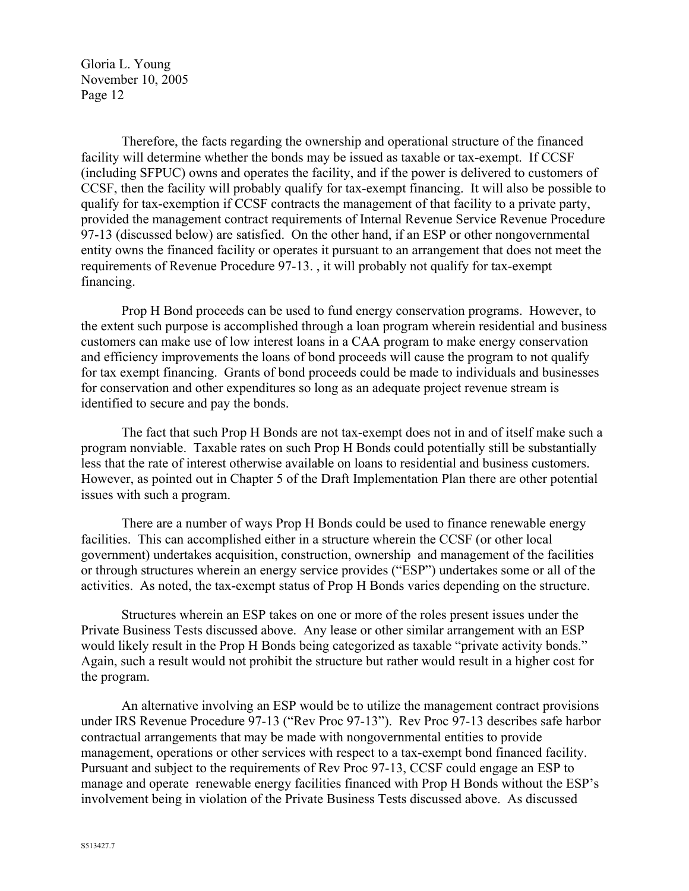Therefore, the facts regarding the ownership and operational structure of the financed facility will determine whether the bonds may be issued as taxable or tax-exempt. If CCSF (including SFPUC) owns and operates the facility, and if the power is delivered to customers of CCSF, then the facility will probably qualify for tax-exempt financing. It will also be possible to qualify for tax-exemption if CCSF contracts the management of that facility to a private party, provided the management contract requirements of Internal Revenue Service Revenue Procedure 97-13 (discussed below) are satisfied. On the other hand, if an ESP or other nongovernmental entity owns the financed facility or operates it pursuant to an arrangement that does not meet the requirements of Revenue Procedure 97-13. , it will probably not qualify for tax-exempt financing.

Prop H Bond proceeds can be used to fund energy conservation programs. However, to the extent such purpose is accomplished through a loan program wherein residential and business customers can make use of low interest loans in a CAA program to make energy conservation and efficiency improvements the loans of bond proceeds will cause the program to not qualify for tax exempt financing. Grants of bond proceeds could be made to individuals and businesses for conservation and other expenditures so long as an adequate project revenue stream is identified to secure and pay the bonds.

The fact that such Prop H Bonds are not tax-exempt does not in and of itself make such a program nonviable. Taxable rates on such Prop H Bonds could potentially still be substantially less that the rate of interest otherwise available on loans to residential and business customers. However, as pointed out in Chapter 5 of the Draft Implementation Plan there are other potential issues with such a program.

There are a number of ways Prop H Bonds could be used to finance renewable energy facilities. This can accomplished either in a structure wherein the CCSF (or other local government) undertakes acquisition, construction, ownership and management of the facilities or through structures wherein an energy service provides ("ESP") undertakes some or all of the activities. As noted, the tax-exempt status of Prop H Bonds varies depending on the structure.

Structures wherein an ESP takes on one or more of the roles present issues under the Private Business Tests discussed above. Any lease or other similar arrangement with an ESP would likely result in the Prop H Bonds being categorized as taxable "private activity bonds." Again, such a result would not prohibit the structure but rather would result in a higher cost for the program.

An alternative involving an ESP would be to utilize the management contract provisions under IRS Revenue Procedure 97-13 ("Rev Proc 97-13"). Rev Proc 97-13 describes safe harbor contractual arrangements that may be made with nongovernmental entities to provide management, operations or other services with respect to a tax-exempt bond financed facility. Pursuant and subject to the requirements of Rev Proc 97-13, CCSF could engage an ESP to manage and operate renewable energy facilities financed with Prop H Bonds without the ESP's involvement being in violation of the Private Business Tests discussed above. As discussed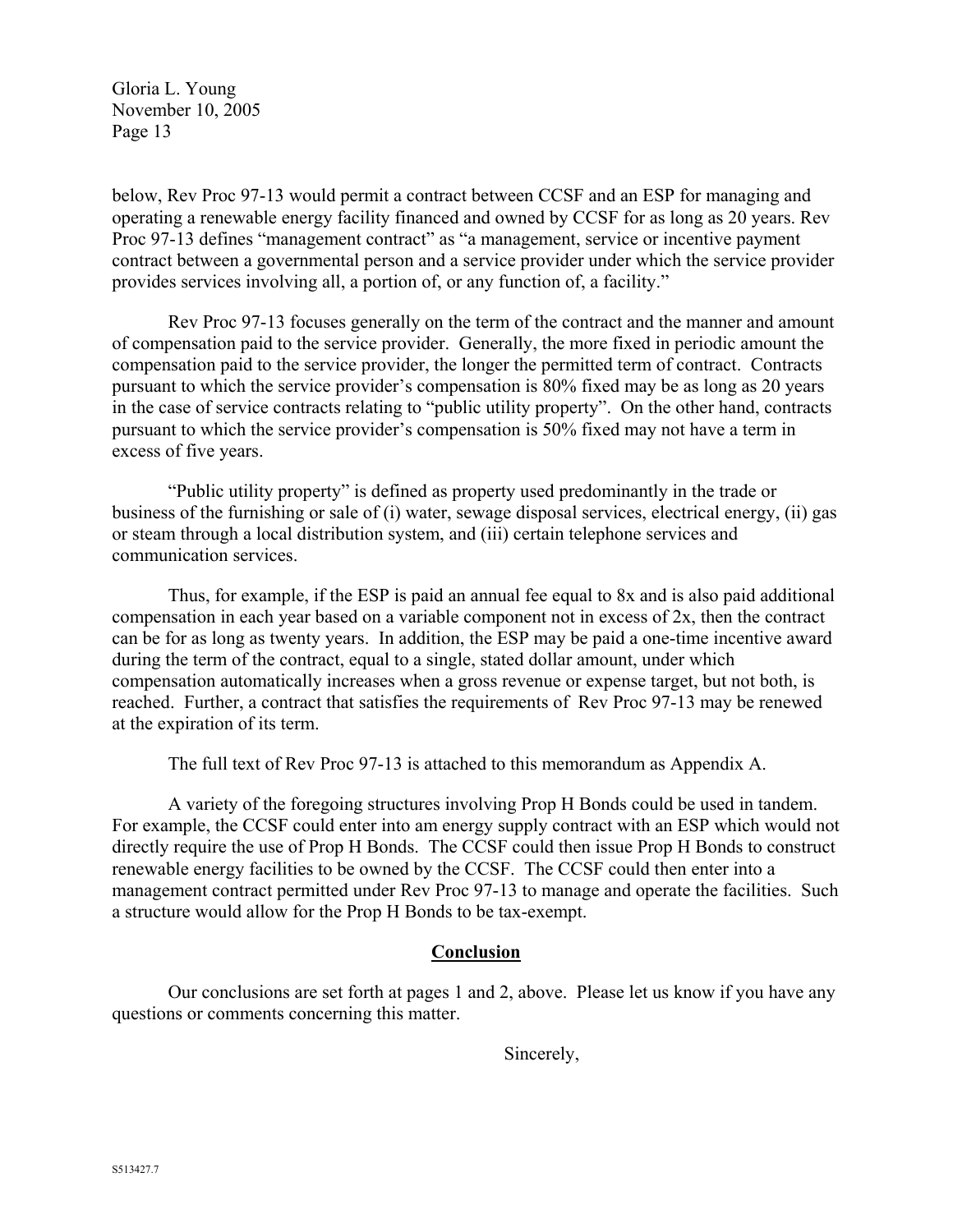below, Rev Proc 97-13 would permit a contract between CCSF and an ESP for managing and operating a renewable energy facility financed and owned by CCSF for as long as 20 years. Rev Proc 97-13 defines "management contract" as "a management, service or incentive payment contract between a governmental person and a service provider under which the service provider provides services involving all, a portion of, or any function of, a facility."

Rev Proc 97-13 focuses generally on the term of the contract and the manner and amount of compensation paid to the service provider. Generally, the more fixed in periodic amount the compensation paid to the service provider, the longer the permitted term of contract. Contracts pursuant to which the service provider's compensation is 80% fixed may be as long as 20 years in the case of service contracts relating to "public utility property". On the other hand, contracts pursuant to which the service provider's compensation is 50% fixed may not have a term in excess of five years.

"Public utility property" is defined as property used predominantly in the trade or business of the furnishing or sale of (i) water, sewage disposal services, electrical energy, (ii) gas or steam through a local distribution system, and (iii) certain telephone services and communication services.

Thus, for example, if the ESP is paid an annual fee equal to 8x and is also paid additional compensation in each year based on a variable component not in excess of 2x, then the contract can be for as long as twenty years. In addition, the ESP may be paid a one-time incentive award during the term of the contract, equal to a single, stated dollar amount, under which compensation automatically increases when a gross revenue or expense target, but not both, is reached. Further, a contract that satisfies the requirements of Rev Proc 97-13 may be renewed at the expiration of its term.

The full text of Rev Proc 97-13 is attached to this memorandum as Appendix A.

A variety of the foregoing structures involving Prop H Bonds could be used in tandem. For example, the CCSF could enter into am energy supply contract with an ESP which would not directly require the use of Prop H Bonds. The CCSF could then issue Prop H Bonds to construct renewable energy facilities to be owned by the CCSF. The CCSF could then enter into a management contract permitted under Rev Proc 97-13 to manage and operate the facilities. Such a structure would allow for the Prop H Bonds to be tax-exempt.

## Conclusion

Our conclusions are set forth at pages 1 and 2, above. Please let us know if you have any questions or comments concerning this matter.

Sincerely,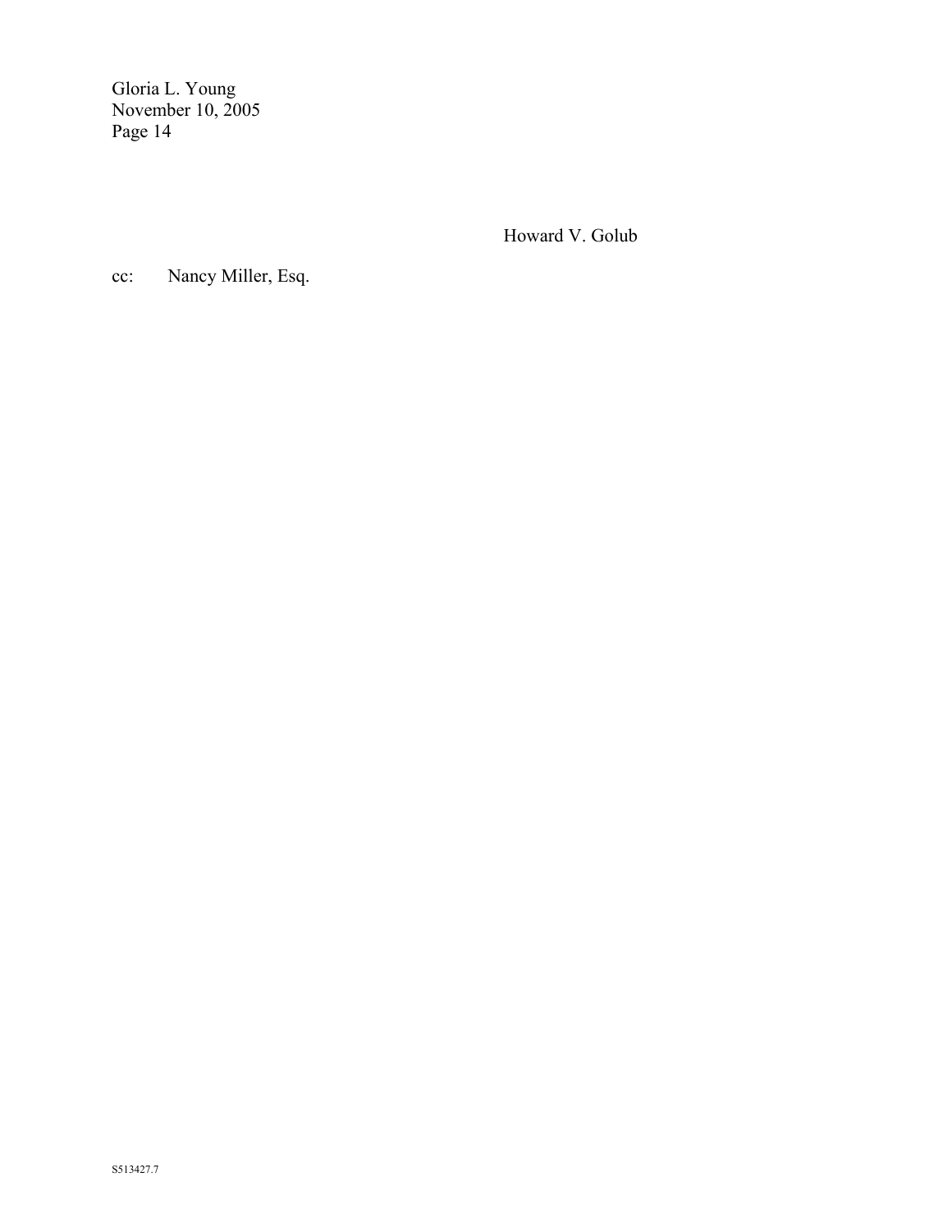Howard V. Golub

cc: Nancy Miller, Esq.

S513427.7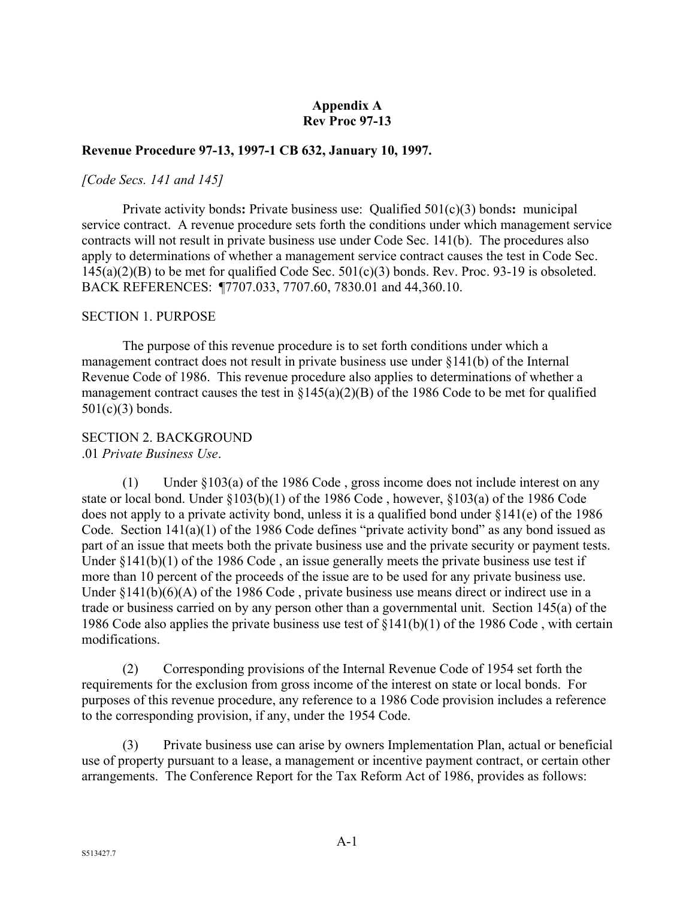**Appendix A**
**Rev Proc 97-13**

**Revenue Procedure 97-13, 1997-1 CB 632, January 10, 1997.**

*[Code Secs. 141 and 145]*

Private activity bonds**:** Private business use: Qualified 501(c)(3) bonds**:** municipal service contract. A revenue procedure sets forth the conditions under which management service contracts will not result in private business use under Code Sec. 141(b). The procedures also apply to determinations of whether a management service contract causes the test in Code Sec. 145(a)(2)(B) to be met for qualified Code Sec. 501(c)(3) bonds. Rev. Proc. 93-19 is obsoleted. BACK REFERENCES: ¶7707.033, 7707.60, 7830.01 and 44,360.10.

SECTION 1. PURPOSE

The purpose of this revenue procedure is to set forth conditions under which a management contract does not result in private business use under §141(b) of the Internal Revenue Code of 1986. This revenue procedure also applies to determinations of whether a management contract causes the test in §145(a)(2)(B) of the 1986 Code to be met for qualified 501(c)(3) bonds.

SECTION 2. BACKGROUND
.01 *Private Business Use*.

(1) Under §103(a) of the 1986 Code , gross income does not include interest on any state or local bond. Under §103(b)(1) of the 1986 Code , however, §103(a) of the 1986 Code does not apply to a private activity bond, unless it is a qualified bond under §141(e) of the 1986 Code. Section 141(a)(1) of the 1986 Code defines "private activity bond" as any bond issued as part of an issue that meets both the private business use and the private security or payment tests. Under §141(b)(1) of the 1986 Code , an issue generally meets the private business use test if more than 10 percent of the proceeds of the issue are to be used for any private business use. Under §141(b)(6)(A) of the 1986 Code , private business use means direct or indirect use in a trade or business carried on by any person other than a governmental unit. Section 145(a) of the 1986 Code also applies the private business use test of §141(b)(1) of the 1986 Code , with certain modifications.

(2) Corresponding provisions of the Internal Revenue Code of 1954 set forth the requirements for the exclusion from gross income of the interest on state or local bonds. For purposes of this revenue procedure, any reference to a 1986 Code provision includes a reference to the corresponding provision, if any, under the 1954 Code.

(3) Private business use can arise by owners Implementation Plan, actual or beneficial use of property pursuant to a lease, a management or incentive payment contract, or certain other arrangements. The Conference Report for the Tax Reform Act of 1986, provides as follows: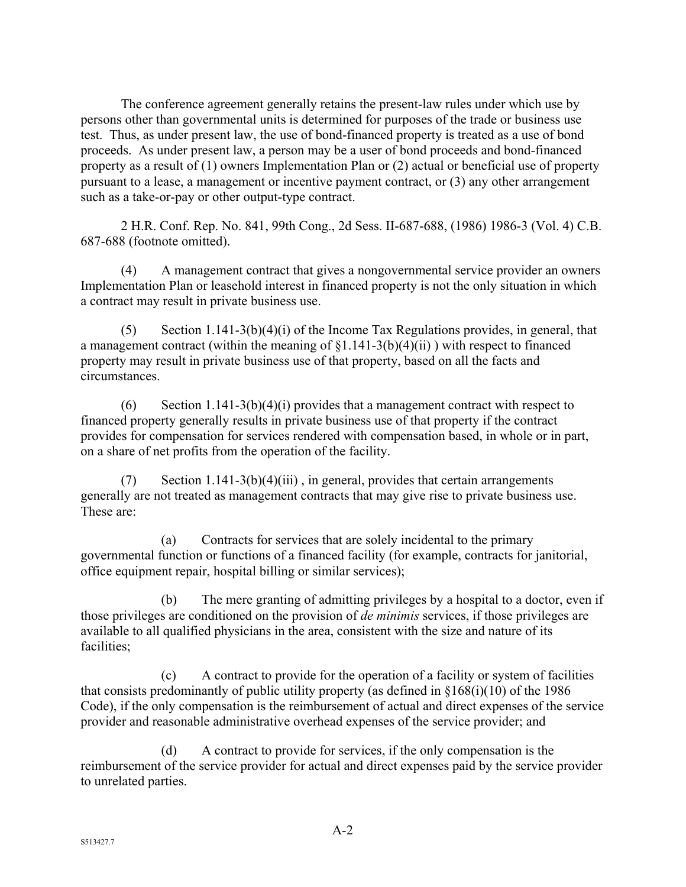The conference agreement generally retains the present-law rules under which use by persons other than governmental units is determined for purposes of the trade or business use test. Thus, as under present law, the use of bond-financed property is treated as a use of bond proceeds. As under present law, a person may be a user of bond proceeds and bond-financed property as a result of (1) owners Implementation Plan or (2) actual or beneficial use of property pursuant to a lease, a management or incentive payment contract, or (3) any other arrangement such as a take-or-pay or other output-type contract.

2 H.R. Conf. Rep. No. 841, 99th Cong., 2d Sess. II-687-688, (1986) 1986-3 (Vol. 4) C.B. 687-688 (footnote omitted).

(4) A management contract that gives a nongovernmental service provider an owners Implementation Plan or leasehold interest in financed property is not the only situation in which a contract may result in private business use.

(5) Section 1.141-3(b)(4)(i) of the Income Tax Regulations provides, in general, that a management contract (within the meaning of §1.141-3(b)(4)(ii) ) with respect to financed property may result in private business use of that property, based on all the facts and circumstances.

(6) Section 1.141-3(b)(4)(i) provides that a management contract with respect to financed property generally results in private business use of that property if the contract provides for compensation for services rendered with compensation based, in whole or in part, on a share of net profits from the operation of the facility.

(7) Section 1.141-3(b)(4)(iii) , in general, provides that certain arrangements generally are not treated as management contracts that may give rise to private business use. These are:

(a) Contracts for services that are solely incidental to the primary governmental function or functions of a financed facility (for example, contracts for janitorial, office equipment repair, hospital billing or similar services);

(b) The mere granting of admitting privileges by a hospital to a doctor, even if those privileges are conditioned on the provision of *de minimis* services, if those privileges are available to all qualified physicians in the area, consistent with the size and nature of its facilities;

(c) A contract to provide for the operation of a facility or system of facilities that consists predominantly of public utility property (as defined in §168(i)(10) of the 1986 Code), if the only compensation is the reimbursement of actual and direct expenses of the service provider and reasonable administrative overhead expenses of the service provider; and

(d) A contract to provide for services, if the only compensation is the reimbursement of the service provider for actual and direct expenses paid by the service provider to unrelated parties.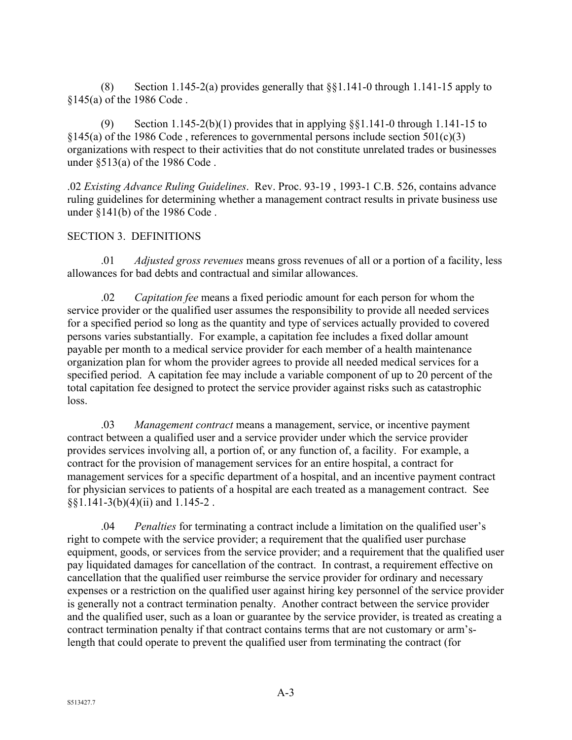(8) Section 1.145-2(a) provides generally that §§1.141-0 through 1.141-15 apply to §145(a) of the 1986 Code .

(9) Section 1.145-2(b)(1) provides that in applying §§1.141-0 through 1.141-15 to §145(a) of the 1986 Code , references to governmental persons include section 501(c)(3) organizations with respect to their activities that do not constitute unrelated trades or businesses under §513(a) of the 1986 Code .

.02 *Existing Advance Ruling Guidelines*. Rev. Proc. 93-19 , 1993-1 C.B. 526, contains advance ruling guidelines for determining whether a management contract results in private business use under §141(b) of the 1986 Code .

SECTION 3. DEFINITIONS

.01 *Adjusted gross revenues* means gross revenues of all or a portion of a facility, less allowances for bad debts and contractual and similar allowances.

.02 *Capitation fee* means a fixed periodic amount for each person for whom the service provider or the qualified user assumes the responsibility to provide all needed services for a specified period so long as the quantity and type of services actually provided to covered persons varies substantially. For example, a capitation fee includes a fixed dollar amount payable per month to a medical service provider for each member of a health maintenance organization plan for whom the provider agrees to provide all needed medical services for a specified period. A capitation fee may include a variable component of up to 20 percent of the total capitation fee designed to protect the service provider against risks such as catastrophic loss.

.03 *Management contract* means a management, service, or incentive payment contract between a qualified user and a service provider under which the service provider provides services involving all, a portion of, or any function of, a facility. For example, a contract for the provision of management services for an entire hospital, a contract for management services for a specific department of a hospital, and an incentive payment contract for physician services to patients of a hospital are each treated as a management contract. See §§1.141-3(b)(4)(ii) and 1.145-2 .

.04 *Penalties* for terminating a contract include a limitation on the qualified user's right to compete with the service provider; a requirement that the qualified user purchase equipment, goods, or services from the service provider; and a requirement that the qualified user pay liquidated damages for cancellation of the contract. In contrast, a requirement effective on cancellation that the qualified user reimburse the service provider for ordinary and necessary expenses or a restriction on the qualified user against hiring key personnel of the service provider is generally not a contract termination penalty. Another contract between the service provider and the qualified user, such as a loan or guarantee by the service provider, is treated as creating a contract termination penalty if that contract contains terms that are not customary or arm's-length that could operate to prevent the qualified user from terminating the contract (for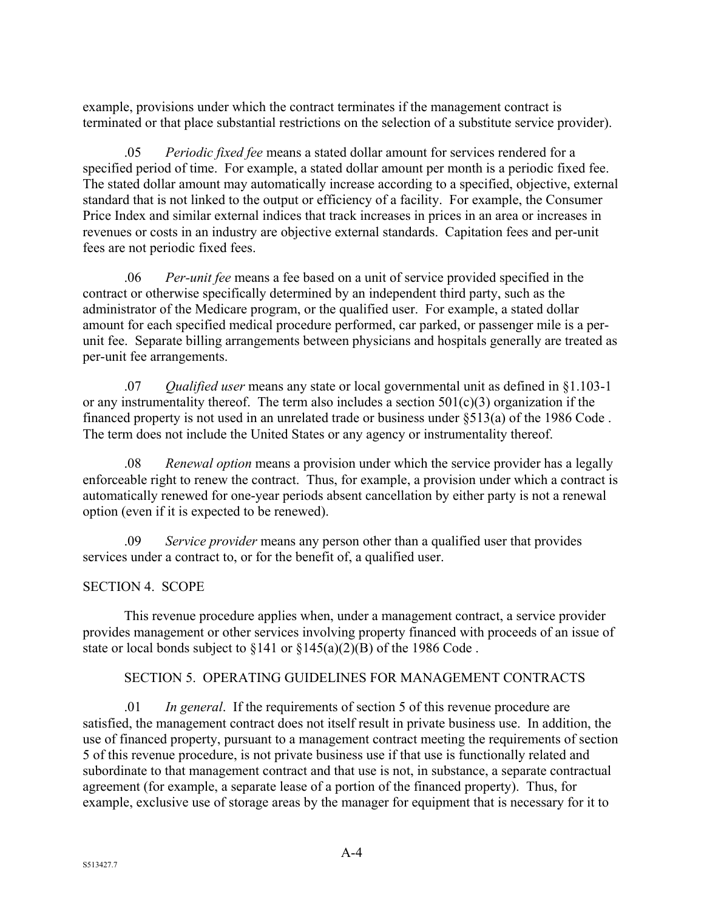example, provisions under which the contract terminates if the management contract is terminated or that place substantial restrictions on the selection of a substitute service provider).

.05 *Periodic fixed fee* means a stated dollar amount for services rendered for a specified period of time. For example, a stated dollar amount per month is a periodic fixed fee. The stated dollar amount may automatically increase according to a specified, objective, external standard that is not linked to the output or efficiency of a facility. For example, the Consumer Price Index and similar external indices that track increases in prices in an area or increases in revenues or costs in an industry are objective external standards. Capitation fees and per-unit fees are not periodic fixed fees.

.06 *Per-unit fee* means a fee based on a unit of service provided specified in the contract or otherwise specifically determined by an independent third party, such as the administrator of the Medicare program, or the qualified user. For example, a stated dollar amount for each specified medical procedure performed, car parked, or passenger mile is a per-unit fee. Separate billing arrangements between physicians and hospitals generally are treated as per-unit fee arrangements.

.07 *Qualified user* means any state or local governmental unit as defined in §1.103-1 or any instrumentality thereof. The term also includes a section 501(c)(3) organization if the financed property is not used in an unrelated trade or business under §513(a) of the 1986 Code . The term does not include the United States or any agency or instrumentality thereof.

.08 *Renewal option* means a provision under which the service provider has a legally enforceable right to renew the contract. Thus, for example, a provision under which a contract is automatically renewed for one-year periods absent cancellation by either party is not a renewal option (even if it is expected to be renewed).

.09 *Service provider* means any person other than a qualified user that provides services under a contract to, or for the benefit of, a qualified user.

SECTION 4. SCOPE

This revenue procedure applies when, under a management contract, a service provider provides management or other services involving property financed with proceeds of an issue of state or local bonds subject to §141 or §145(a)(2)(B) of the 1986 Code .

SECTION 5. OPERATING GUIDELINES FOR MANAGEMENT CONTRACTS

.01 *In general*. If the requirements of section 5 of this revenue procedure are satisfied, the management contract does not itself result in private business use. In addition, the use of financed property, pursuant to a management contract meeting the requirements of section 5 of this revenue procedure, is not private business use if that use is functionally related and subordinate to that management contract and that use is not, in substance, a separate contractual agreement (for example, a separate lease of a portion of the financed property). Thus, for example, exclusive use of storage areas by the manager for equipment that is necessary for it to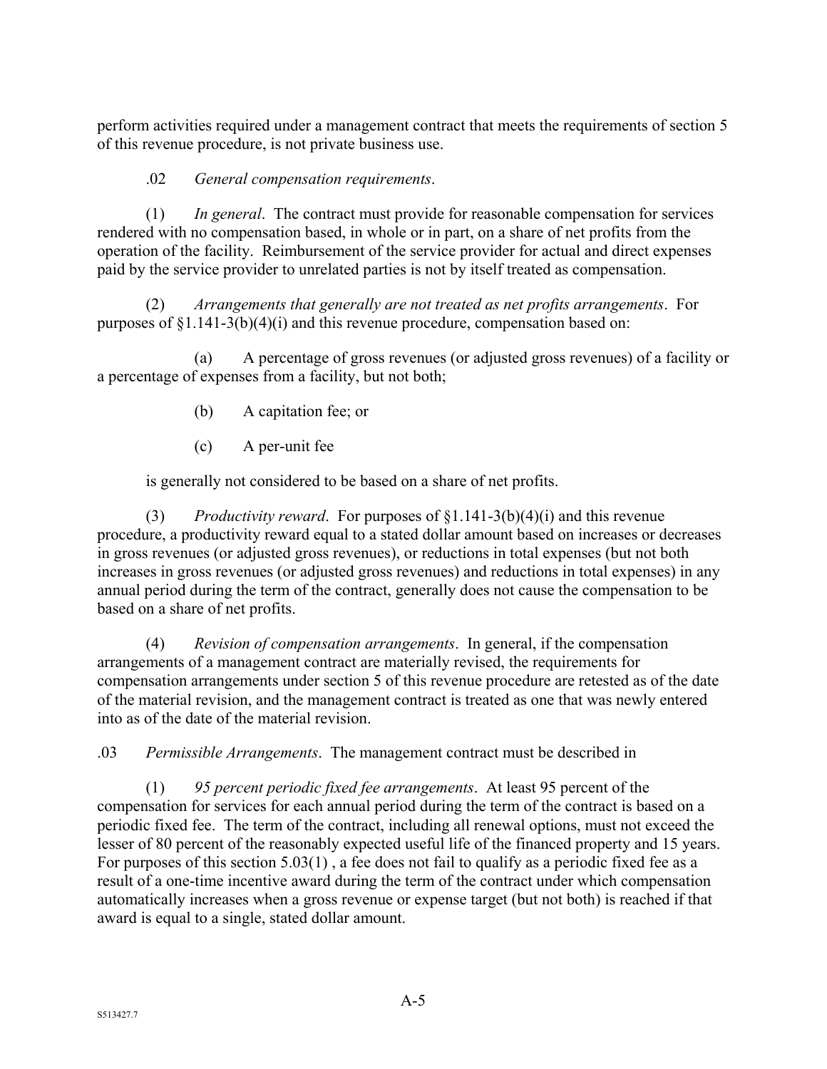perform activities required under a management contract that meets the requirements of section 5 of this revenue procedure, is not private business use.

.02 *General compensation requirements*.

(1) *In general*. The contract must provide for reasonable compensation for services rendered with no compensation based, in whole or in part, on a share of net profits from the operation of the facility. Reimbursement of the service provider for actual and direct expenses paid by the service provider to unrelated parties is not by itself treated as compensation.

(2) *Arrangements that generally are not treated as net profits arrangements*. For purposes of §1.141-3(b)(4)(i) and this revenue procedure, compensation based on:

(a) A percentage of gross revenues (or adjusted gross revenues) of a facility or a percentage of expenses from a facility, but not both;

(b) A capitation fee; or

(c) A per-unit fee

is generally not considered to be based on a share of net profits.

(3) *Productivity reward*. For purposes of §1.141-3(b)(4)(i) and this revenue procedure, a productivity reward equal to a stated dollar amount based on increases or decreases in gross revenues (or adjusted gross revenues), or reductions in total expenses (but not both increases in gross revenues (or adjusted gross revenues) and reductions in total expenses) in any annual period during the term of the contract, generally does not cause the compensation to be based on a share of net profits.

(4) *Revision of compensation arrangements*. In general, if the compensation arrangements of a management contract are materially revised, the requirements for compensation arrangements under section 5 of this revenue procedure are retested as of the date of the material revision, and the management contract is treated as one that was newly entered into as of the date of the material revision.

.03 *Permissible Arrangements*. The management contract must be described in

(1) *95 percent periodic fixed fee arrangements*. At least 95 percent of the compensation for services for each annual period during the term of the contract is based on a periodic fixed fee. The term of the contract, including all renewal options, must not exceed the lesser of 80 percent of the reasonably expected useful life of the financed property and 15 years. For purposes of this section 5.03(1) , a fee does not fail to qualify as a periodic fixed fee as a result of a one-time incentive award during the term of the contract under which compensation automatically increases when a gross revenue or expense target (but not both) is reached if that award is equal to a single, stated dollar amount.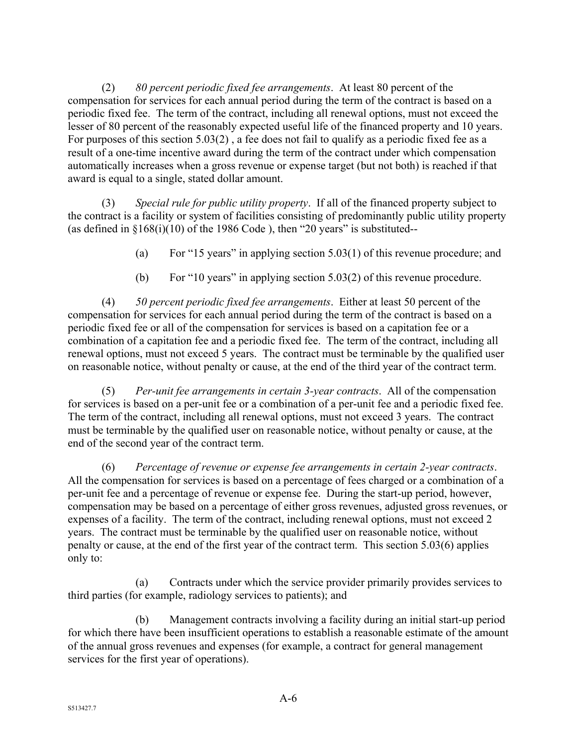(2) *80 percent periodic fixed fee arrangements*. At least 80 percent of the compensation for services for each annual period during the term of the contract is based on a periodic fixed fee. The term of the contract, including all renewal options, must not exceed the lesser of 80 percent of the reasonably expected useful life of the financed property and 10 years. For purposes of this section 5.03(2) , a fee does not fail to qualify as a periodic fixed fee as a result of a one-time incentive award during the term of the contract under which compensation automatically increases when a gross revenue or expense target (but not both) is reached if that award is equal to a single, stated dollar amount.

(3) *Special rule for public utility property*. If all of the financed property subject to the contract is a facility or system of facilities consisting of predominantly public utility property (as defined in §168(i)(10) of the 1986 Code ), then "20 years" is substituted--

(a) For "15 years" in applying section 5.03(1) of this revenue procedure; and

(b) For "10 years" in applying section 5.03(2) of this revenue procedure.

(4) *50 percent periodic fixed fee arrangements*. Either at least 50 percent of the compensation for services for each annual period during the term of the contract is based on a periodic fixed fee or all of the compensation for services is based on a capitation fee or a combination of a capitation fee and a periodic fixed fee. The term of the contract, including all renewal options, must not exceed 5 years. The contract must be terminable by the qualified user on reasonable notice, without penalty or cause, at the end of the third year of the contract term.

(5) *Per-unit fee arrangements in certain 3-year contracts*. All of the compensation for services is based on a per-unit fee or a combination of a per-unit fee and a periodic fixed fee. The term of the contract, including all renewal options, must not exceed 3 years. The contract must be terminable by the qualified user on reasonable notice, without penalty or cause, at the end of the second year of the contract term.

(6) *Percentage of revenue or expense fee arrangements in certain 2-year contracts*. All the compensation for services is based on a percentage of fees charged or a combination of a per-unit fee and a percentage of revenue or expense fee. During the start-up period, however, compensation may be based on a percentage of either gross revenues, adjusted gross revenues, or expenses of a facility. The term of the contract, including renewal options, must not exceed 2 years. The contract must be terminable by the qualified user on reasonable notice, without penalty or cause, at the end of the first year of the contract term. This section 5.03(6) applies only to:

(a) Contracts under which the service provider primarily provides services to third parties (for example, radiology services to patients); and

(b) Management contracts involving a facility during an initial start-up period for which there have been insufficient operations to establish a reasonable estimate of the amount of the annual gross revenues and expenses (for example, a contract for general management services for the first year of operations).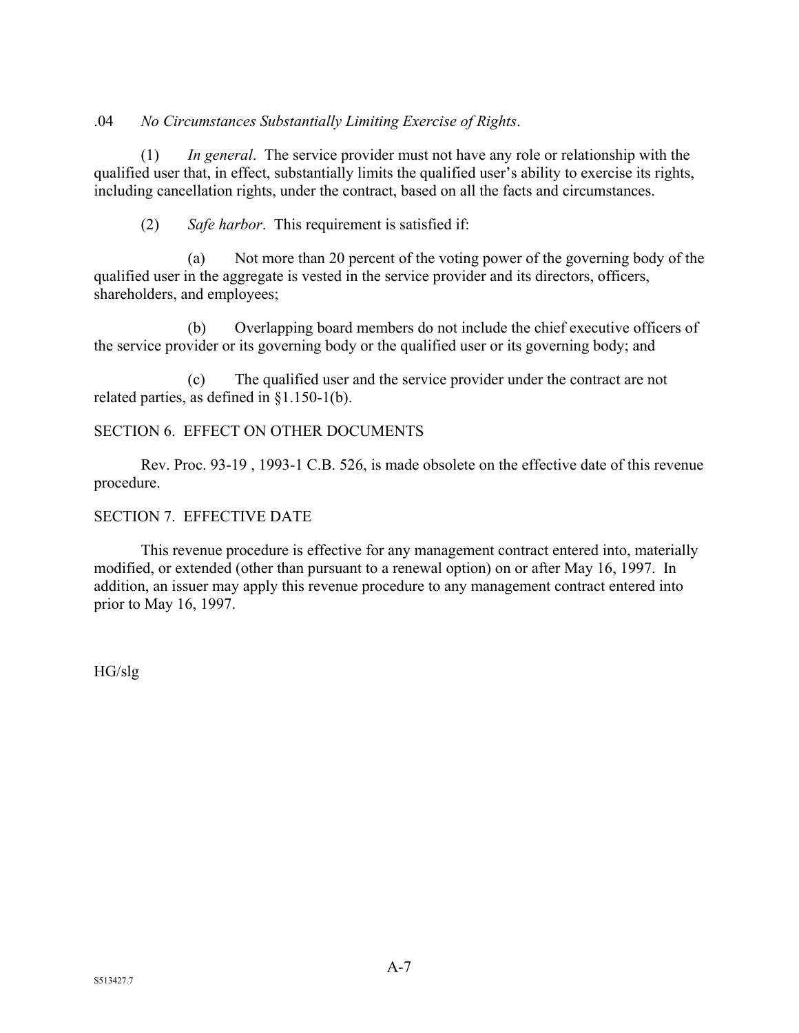.04 *No Circumstances Substantially Limiting Exercise of Rights*.

(1) *In general*. The service provider must not have any role or relationship with the qualified user that, in effect, substantially limits the qualified user's ability to exercise its rights, including cancellation rights, under the contract, based on all the facts and circumstances.

(2) *Safe harbor*. This requirement is satisfied if:

(a) Not more than 20 percent of the voting power of the governing body of the qualified user in the aggregate is vested in the service provider and its directors, officers, shareholders, and employees;

(b) Overlapping board members do not include the chief executive officers of the service provider or its governing body or the qualified user or its governing body; and

(c) The qualified user and the service provider under the contract are not related parties, as defined in §1.150-1(b).

SECTION 6. EFFECT ON OTHER DOCUMENTS

Rev. Proc. 93-19 , 1993-1 C.B. 526, is made obsolete on the effective date of this revenue procedure.

SECTION 7. EFFECTIVE DATE

This revenue procedure is effective for any management contract entered into, materially modified, or extended (other than pursuant to a renewal option) on or after May 16, 1997. In addition, an issuer may apply this revenue procedure to any management contract entered into prior to May 16, 1997.

HG/slg

S513427.7